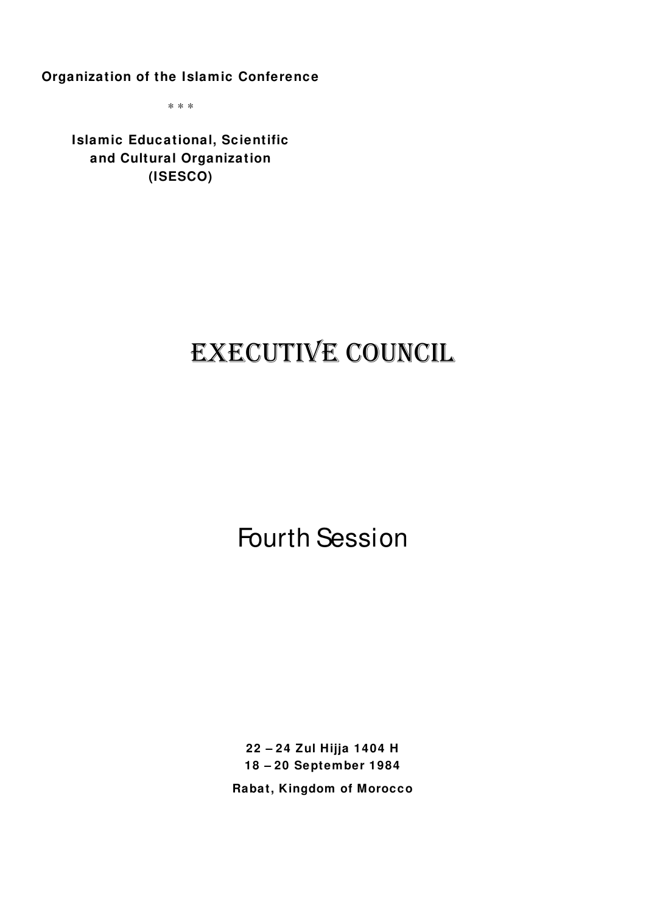**Organization of the Islamic Conference**

* * *

**Islamic Educational, Scientific and Cultural Organization (ISESCO)**

# EXECUTIVE COUNCIL

## Fourth Session

**22 – 24 Zul Hijja 1404 H**
**18 – 20 September 1984**
**Rabat, Kingdom of Morocco**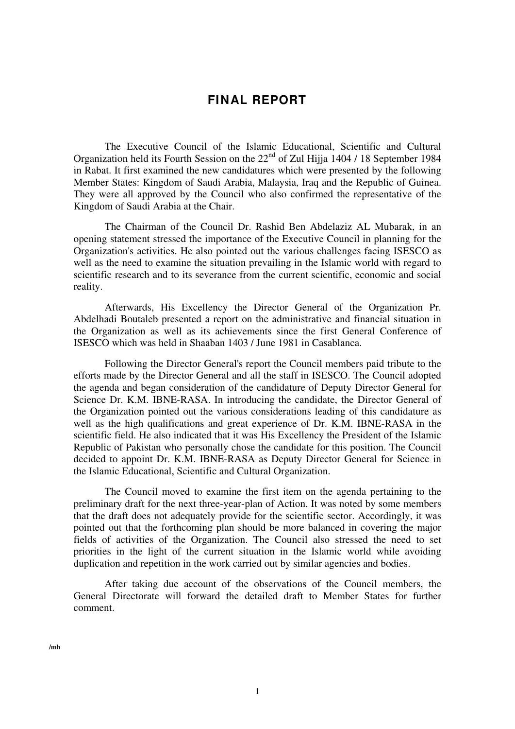# FINAL REPORT

The Executive Council of the Islamic Educational, Scientific and Cultural Organization held its Fourth Session on the 22nd of Zul Hijja 1404 / 18 September 1984 in Rabat. It first examined the new candidatures which were presented by the following Member States: Kingdom of Saudi Arabia, Malaysia, Iraq and the Republic of Guinea. They were all approved by the Council who also confirmed the representative of the Kingdom of Saudi Arabia at the Chair.

The Chairman of the Council Dr. Rashid Ben Abdelaziz AL Mubarak, in an opening statement stressed the importance of the Executive Council in planning for the Organization's activities. He also pointed out the various challenges facing ISESCO as well as the need to examine the situation prevailing in the Islamic world with regard to scientific research and to its severance from the current scientific, economic and social reality.

Afterwards, His Excellency the Director General of the Organization Pr. Abdelhadi Boutaleb presented a report on the administrative and financial situation in the Organization as well as its achievements since the first General Conference of ISESCO which was held in Shaaban 1403 / June 1981 in Casablanca.

Following the Director General's report the Council members paid tribute to the efforts made by the Director General and all the staff in ISESCO. The Council adopted the agenda and began consideration of the candidature of Deputy Director General for Science Dr. K.M. IBNE-RASA. In introducing the candidate, the Director General of the Organization pointed out the various considerations leading of this candidature as well as the high qualifications and great experience of Dr. K.M. IBNE-RASA in the scientific field. He also indicated that it was His Excellency the President of the Islamic Republic of Pakistan who personally chose the candidate for this position. The Council decided to appoint Dr. K.M. IBNE-RASA as Deputy Director General for Science in the Islamic Educational, Scientific and Cultural Organization.

The Council moved to examine the first item on the agenda pertaining to the preliminary draft for the next three-year-plan of Action. It was noted by some members that the draft does not adequately provide for the scientific sector. Accordingly, it was pointed out that the forthcoming plan should be more balanced in covering the major fields of activities of the Organization. The Council also stressed the need to set priorities in the light of the current situation in the Islamic world while avoiding duplication and repetition in the work carried out by similar agencies and bodies.

After taking due account of the observations of the Council members, the General Directorate will forward the detailed draft to Member States for further comment.

/mh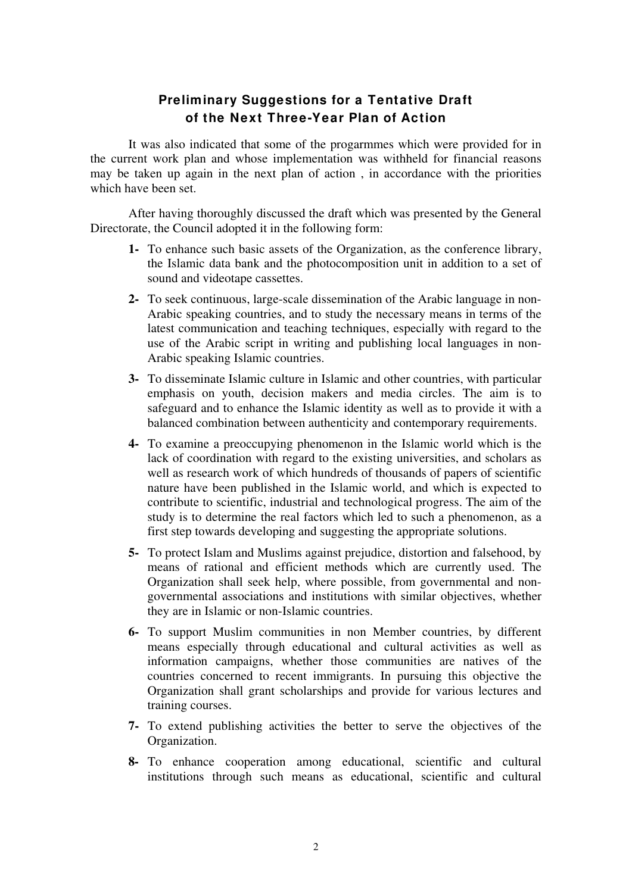## Preliminary Suggestions for a Tentative Draft of the Next Three-Year Plan of Action

It was also indicated that some of the progarmmes which were provided for in the current work plan and whose implementation was withheld for financial reasons may be taken up again in the next plan of action , in accordance with the priorities which have been set.

After having thoroughly discussed the draft which was presented by the General Directorate, the Council adopted it in the following form:

**1-** To enhance such basic assets of the Organization, as the conference library, the Islamic data bank and the photocomposition unit in addition to a set of sound and videotape cassettes.

**2-** To seek continuous, large-scale dissemination of the Arabic language in non-Arabic speaking countries, and to study the necessary means in terms of the latest communication and teaching techniques, especially with regard to the use of the Arabic script in writing and publishing local languages in non-Arabic speaking Islamic countries.

**3-** To disseminate Islamic culture in Islamic and other countries, with particular emphasis on youth, decision makers and media circles. The aim is to safeguard and to enhance the Islamic identity as well as to provide it with a balanced combination between authenticity and contemporary requirements.

**4-** To examine a preoccupying phenomenon in the Islamic world which is the lack of coordination with regard to the existing universities, and scholars as well as research work of which hundreds of thousands of papers of scientific nature have been published in the Islamic world, and which is expected to contribute to scientific, industrial and technological progress. The aim of the study is to determine the real factors which led to such a phenomenon, as a first step towards developing and suggesting the appropriate solutions.

**5-** To protect Islam and Muslims against prejudice, distortion and falsehood, by means of rational and efficient methods which are currently used. The Organization shall seek help, where possible, from governmental and non-governmental associations and institutions with similar objectives, whether they are in Islamic or non-Islamic countries.

**6-** To support Muslim communities in non Member countries, by different means especially through educational and cultural activities as well as information campaigns, whether those communities are natives of the countries concerned to recent immigrants. In pursuing this objective the Organization shall grant scholarships and provide for various lectures and training courses.

**7-** To extend publishing activities the better to serve the objectives of the Organization.

**8-** To enhance cooperation among educational, scientific and cultural institutions through such means as educational, scientific and cultural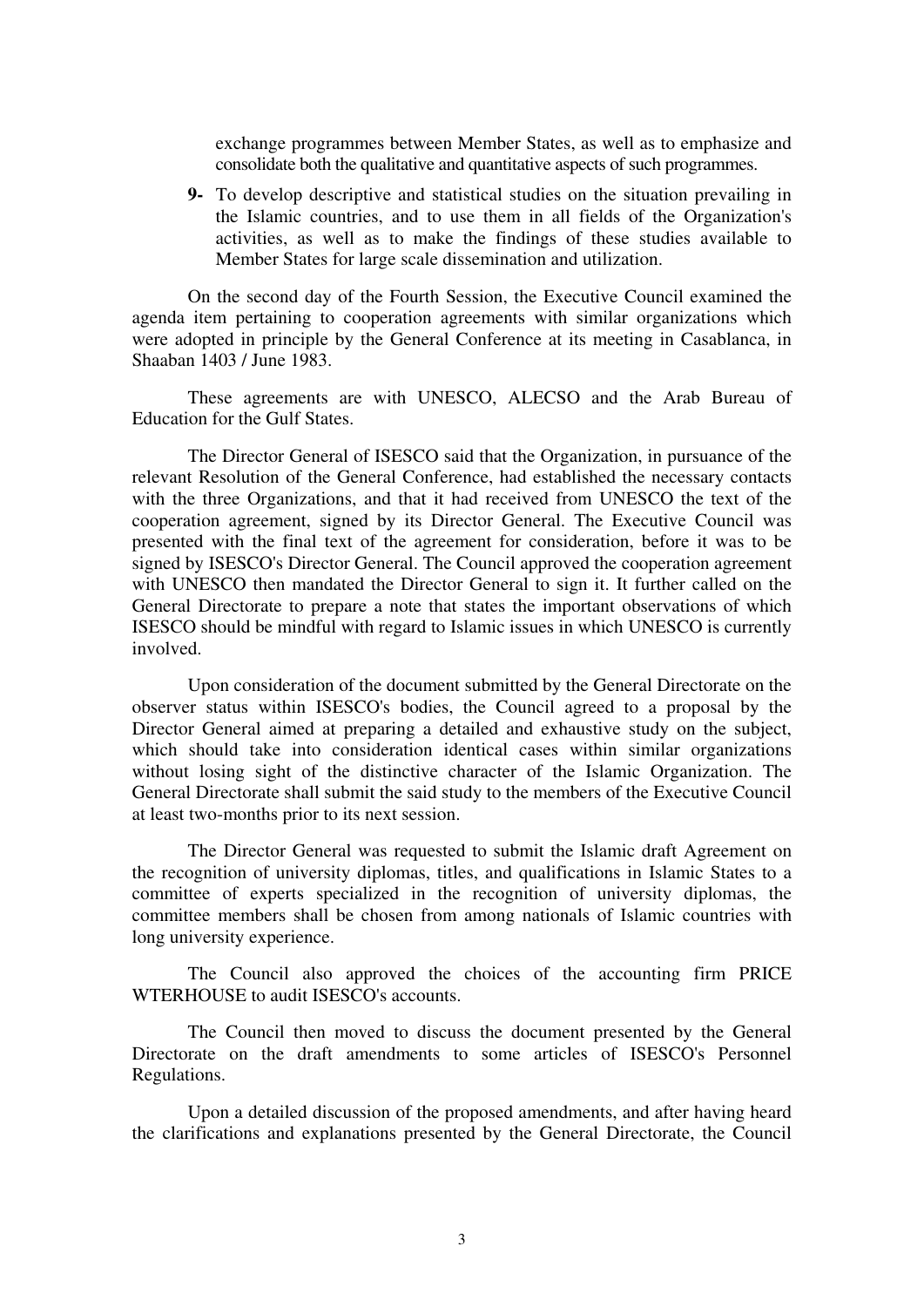exchange programmes between Member States, as well as to emphasize and consolidate both the qualitative and quantitative aspects of such programmes.

**9-** To develop descriptive and statistical studies on the situation prevailing in the Islamic countries, and to use them in all fields of the Organization's activities, as well as to make the findings of these studies available to Member States for large scale dissemination and utilization.

On the second day of the Fourth Session, the Executive Council examined the agenda item pertaining to cooperation agreements with similar organizations which were adopted in principle by the General Conference at its meeting in Casablanca, in Shaaban 1403 / June 1983.

These agreements are with UNESCO, ALECSO and the Arab Bureau of Education for the Gulf States.

The Director General of ISESCO said that the Organization, in pursuance of the relevant Resolution of the General Conference, had established the necessary contacts with the three Organizations, and that it had received from UNESCO the text of the cooperation agreement, signed by its Director General. The Executive Council was presented with the final text of the agreement for consideration, before it was to be signed by ISESCO's Director General. The Council approved the cooperation agreement with UNESCO then mandated the Director General to sign it. It further called on the General Directorate to prepare a note that states the important observations of which ISESCO should be mindful with regard to Islamic issues in which UNESCO is currently involved.

Upon consideration of the document submitted by the General Directorate on the observer status within ISESCO's bodies, the Council agreed to a proposal by the Director General aimed at preparing a detailed and exhaustive study on the subject, which should take into consideration identical cases within similar organizations without losing sight of the distinctive character of the Islamic Organization. The General Directorate shall submit the said study to the members of the Executive Council at least two-months prior to its next session.

The Director General was requested to submit the Islamic draft Agreement on the recognition of university diplomas, titles, and qualifications in Islamic States to a committee of experts specialized in the recognition of university diplomas, the committee members shall be chosen from among nationals of Islamic countries with long university experience.

The Council also approved the choices of the accounting firm PRICE WTERHOUSE to audit ISESCO's accounts.

The Council then moved to discuss the document presented by the General Directorate on the draft amendments to some articles of ISESCO's Personnel Regulations.

Upon a detailed discussion of the proposed amendments, and after having heard the clarifications and explanations presented by the General Directorate, the Council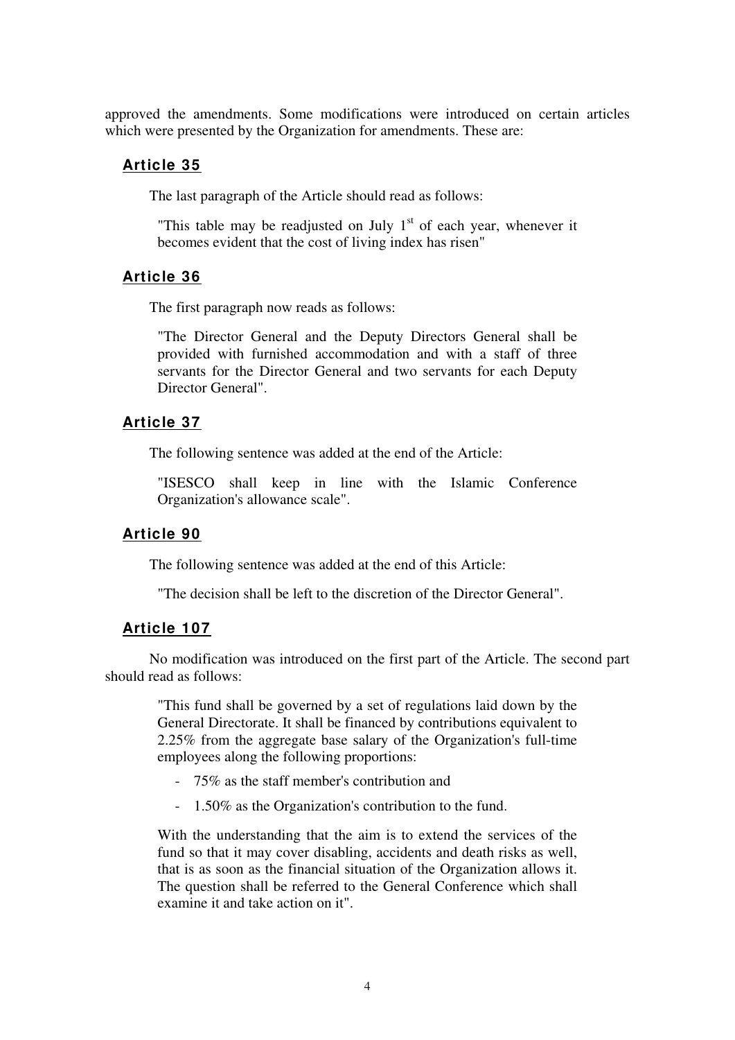approved the amendments. Some modifications were introduced on certain articles which were presented by the Organization for amendments. These are:

### Article 35

The last paragraph of the Article should read as follows:

> "This table may be readjusted on July 1st of each year, whenever it becomes evident that the cost of living index has risen"

### Article 36

The first paragraph now reads as follows:

> "The Director General and the Deputy Directors General shall be provided with furnished accommodation and with a staff of three servants for the Director General and two servants for each Deputy Director General".

### Article 37

The following sentence was added at the end of the Article:

> "ISESCO shall keep in line with the Islamic Conference Organization's allowance scale".

### Article 90

The following sentence was added at the end of this Article:

> "The decision shall be left to the discretion of the Director General".

### Article 107

No modification was introduced on the first part of the Article. The second part should read as follows:

> "This fund shall be governed by a set of regulations laid down by the General Directorate. It shall be financed by contributions equivalent to 2.25% from the aggregate base salary of the Organization's full-time employees along the following proportions:
>
> - 75% as the staff member's contribution and
> - 1.50% as the Organization's contribution to the fund.
>
> With the understanding that the aim is to extend the services of the fund so that it may cover disabling, accidents and death risks as well, that is as soon as the financial situation of the Organization allows it. The question shall be referred to the General Conference which shall examine it and take action on it".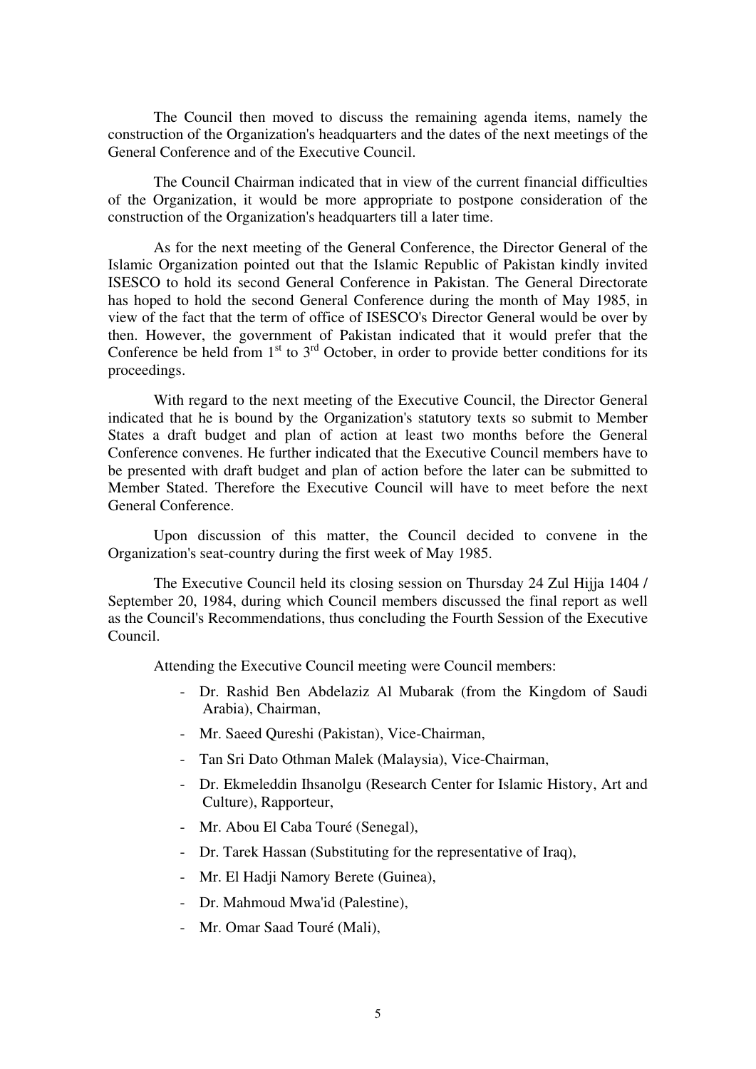The Council then moved to discuss the remaining agenda items, namely the construction of the Organization's headquarters and the dates of the next meetings of the General Conference and of the Executive Council.

The Council Chairman indicated that in view of the current financial difficulties of the Organization, it would be more appropriate to postpone consideration of the construction of the Organization's headquarters till a later time.

As for the next meeting of the General Conference, the Director General of the Islamic Organization pointed out that the Islamic Republic of Pakistan kindly invited ISESCO to hold its second General Conference in Pakistan. The General Directorate has hoped to hold the second General Conference during the month of May 1985, in view of the fact that the term of office of ISESCO's Director General would be over by then. However, the government of Pakistan indicated that it would prefer that the Conference be held from 1st to 3rd October, in order to provide better conditions for its proceedings.

With regard to the next meeting of the Executive Council, the Director General indicated that he is bound by the Organization's statutory texts so submit to Member States a draft budget and plan of action at least two months before the General Conference convenes. He further indicated that the Executive Council members have to be presented with draft budget and plan of action before the later can be submitted to Member Stated. Therefore the Executive Council will have to meet before the next General Conference.

Upon discussion of this matter, the Council decided to convene in the Organization's seat-country during the first week of May 1985.

The Executive Council held its closing session on Thursday 24 Zul Hijja 1404 / September 20, 1984, during which Council members discussed the final report as well as the Council's Recommendations, thus concluding the Fourth Session of the Executive Council.

Attending the Executive Council meeting were Council members:

- Dr. Rashid Ben Abdelaziz Al Mubarak (from the Kingdom of Saudi Arabia), Chairman,
- Mr. Saeed Qureshi (Pakistan), Vice-Chairman,
- Tan Sri Dato Othman Malek (Malaysia), Vice-Chairman,
- Dr. Ekmeleddin Ihsanolgu (Research Center for Islamic History, Art and Culture), Rapporteur,
- Mr. Abou El Caba Touré (Senegal),
- Dr. Tarek Hassan (Substituting for the representative of Iraq),
- Mr. El Hadji Namory Berete (Guinea),
- Dr. Mahmoud Mwa'id (Palestine),
- Mr. Omar Saad Touré (Mali),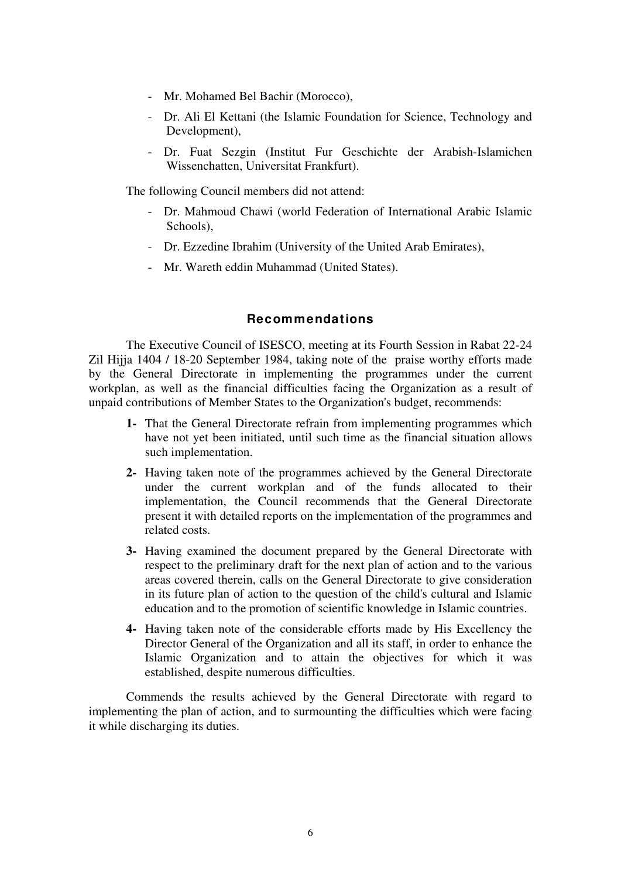- Mr. Mohamed Bel Bachir (Morocco),
- Dr. Ali El Kettani (the Islamic Foundation for Science, Technology and Development),
- Dr. Fuat Sezgin (Institut Fur Geschichte der Arabish-Islamichen Wissenchatten, Universitat Frankfurt).

The following Council members did not attend:

- Dr. Mahmoud Chawi (world Federation of International Arabic Islamic Schools),
- Dr. Ezzedine Ibrahim (University of the United Arab Emirates),
- Mr. Wareth eddin Muhammad (United States).

## Recommendations

The Executive Council of ISESCO, meeting at its Fourth Session in Rabat 22-24 Zil Hijja 1404 / 18-20 September 1984, taking note of the praise worthy efforts made by the General Directorate in implementing the programmes under the current workplan, as well as the financial difficulties facing the Organization as a result of unpaid contributions of Member States to the Organization's budget, recommends:

**1-** That the General Directorate refrain from implementing programmes which have not yet been initiated, until such time as the financial situation allows such implementation.

**2-** Having taken note of the programmes achieved by the General Directorate under the current workplan and of the funds allocated to their implementation, the Council recommends that the General Directorate present it with detailed reports on the implementation of the programmes and related costs.

**3-** Having examined the document prepared by the General Directorate with respect to the preliminary draft for the next plan of action and to the various areas covered therein, calls on the General Directorate to give consideration in its future plan of action to the question of the child's cultural and Islamic education and to the promotion of scientific knowledge in Islamic countries.

**4-** Having taken note of the considerable efforts made by His Excellency the Director General of the Organization and all its staff, in order to enhance the Islamic Organization and to attain the objectives for which it was established, despite numerous difficulties.

Commends the results achieved by the General Directorate with regard to implementing the plan of action, and to surmounting the difficulties which were facing it while discharging its duties.